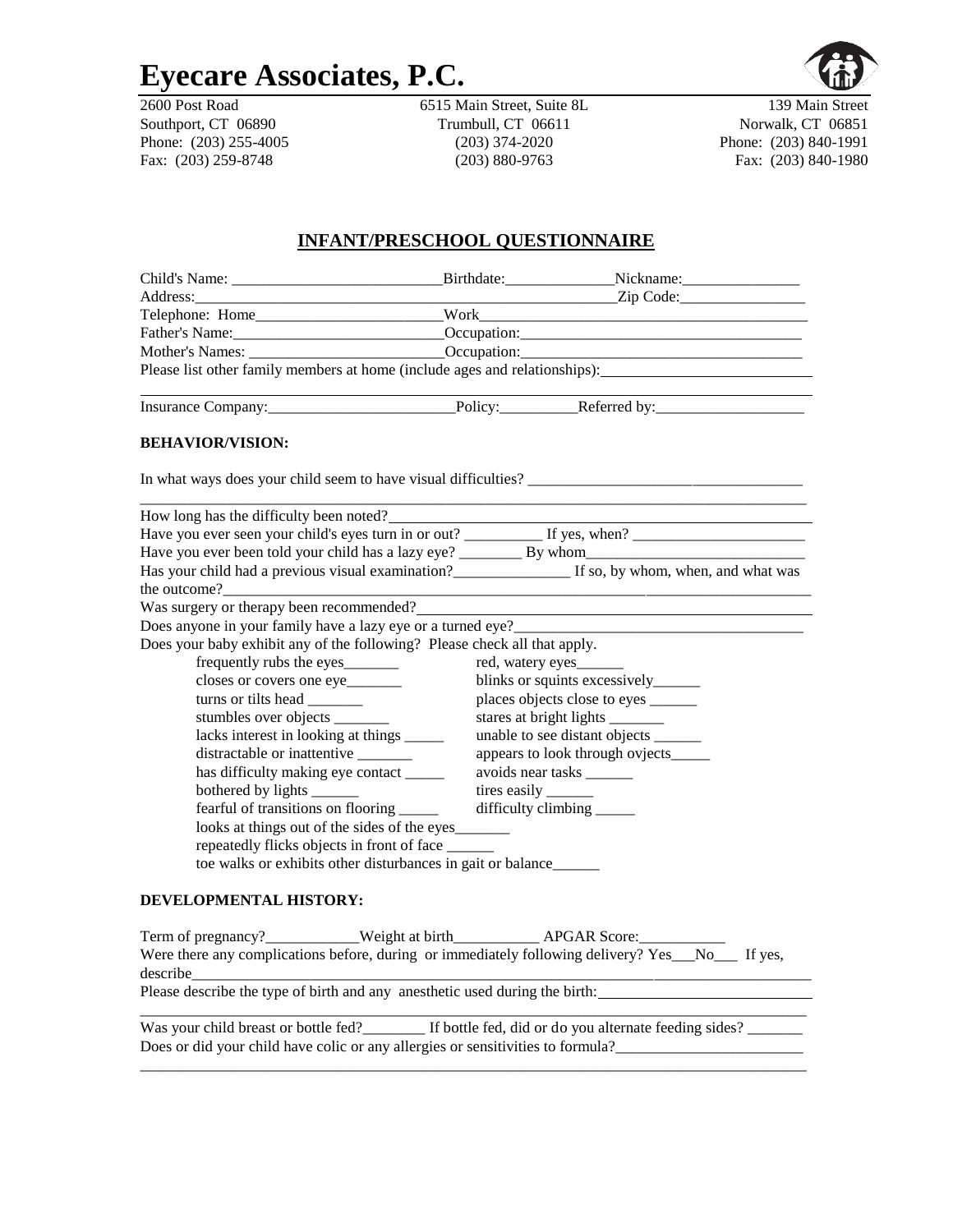# Eyecare Associates, P.C.

2600 Post Road
Southport, CT 06890
Phone: (203) 255-4005
Fax: (203) 259-8748

6515 Main Street, Suite 8L
Trumbull, CT 06611
(203) 374-2020
(203) 880-9763

139 Main Street
Norwalk, CT 06851
Phone: (203) 840-1991
Fax: (203) 840-1980

## INFANT/PRESCHOOL QUESTIONNAIRE

Child's Name: ___________________________ Birthdate: ______________ Nickname: _______________

Address: _______________________________________________ Zip Code: ________________

Telephone: Home _______________________ Work ___________________________________________

Father's Name: __________________________ Occupation: ____________________________________

Mother's Names: ________________________ Occupation: ____________________________________

Please list other family members at home (include ages and relationships): ___________________________

_____________________________________________________________________________________

Insurance Company: ________________________ Policy: __________ Referred by: ___________________

### BEHAVIOR/VISION:

In what ways does your child seem to have visual difficulties? ___________________________________

_____________________________________________________________________________________

How long has the difficulty been noted? ___________________________________________________

Have you ever seen your child's eyes turn in or out? __________ If yes, when? _______________________

Have you ever been told your child has a lazy eye? ________ By whom __________________________

Has your child had a previous visual examination? _______________ If so, by whom, when, and what was the outcome? __________________________________________________________________________

Was surgery or therapy been recommended? _______________________________________________

Does anyone in your family have a lazy eye or a turned eye? ____________________________________

Does your baby exhibit any of the following? Please check all that apply.

- frequently rubs the eyes _______
- closes or covers one eye _______
- turns or tilts head _______
- stumbles over objects _______
- lacks interest in looking at things _____
- distractable or inattentive _______
- has difficulty making eye contact _____
- bothered by lights ______
- fearful of transitions on flooring _____
- red, watery eyes ______
- blinks or squints excessively ______
- places objects close to eyes ______
- stares at bright lights _______
- unable to see distant objects ______
- appears to look through ovjects _____
- avoids near tasks ______
- tires easily ______
- difficulty climbing _____
- looks at things out of the sides of the eyes _______
- repeatedly flicks objects in front of face ______
- toe walks or exhibits other disturbances in gait or balance ______

### DEVELOPMENTAL HISTORY:

Term of pregnancy? ____________ Weight at birth ___________ APGAR Score: ___________

Were there any complications before, during or immediately following delivery? Yes___No___ If yes, describe ______________________________________________________________________________

Please describe the type of birth and any anesthetic used during the birth: ___________________________

_____________________________________________________________________________________

Was your child breast or bottle fed? ________ If bottle fed, did or do you alternate feeding sides? _______

Does or did your child have colic or any allergies or sensitivities to formula? ________________________

_____________________________________________________________________________________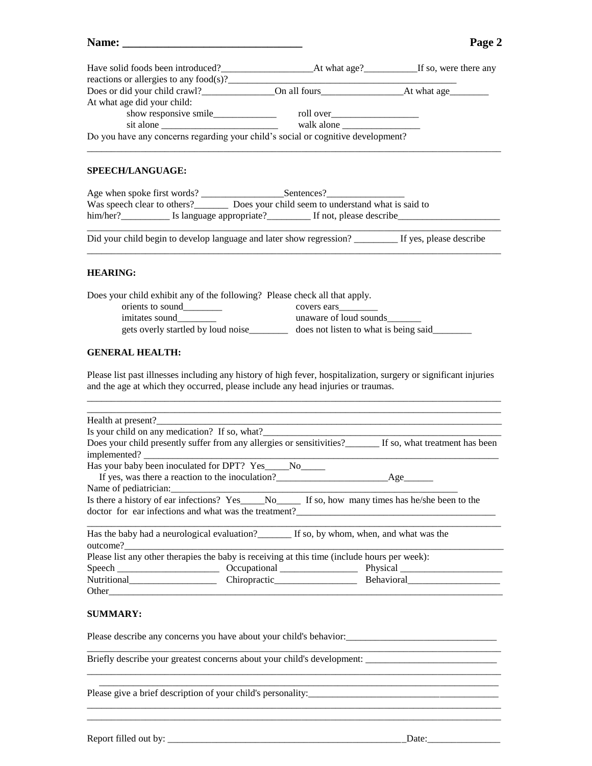**Name: ______________________________**

Have solid foods been introduced?__________________At what age?__________If so, were there any reactions or allergies to any food(s)?_____________________________________________

Does or did your child crawl?______________On all fours________________At what age________

At what age did your child:

show responsive smile____________ roll over_________________

sit alone ________________________ walk alone ________________

Do you have any concerns regarding your child's social or cognitive development?

_______________________________________________________________________________

**SPEECH/LANGUAGE:**

Age when spoke first words? ________________Sentences?_______________

Was speech clear to others?_______ Does your child seem to understand what is said to him/her?__________ Is language appropriate?_________ If not, please describe_____________________

_______________________________________________________________________________

Did your child begin to develop language and later show regression? _________ If yes, please describe

_______________________________________________________________________________

**HEARING:**

Does your child exhibit any of the following? Please check all that apply.

orients to sound________ covers ears________

imitates sound________ unaware of loud sounds_______

gets overly startled by loud noise________ does not listen to what is being said________

**GENERAL HEALTH:**

Please list past illnesses including any history of high fever, hospitalization, surgery or significant injuries and the age at which they occurred, please include any head injuries or traumas.

_______________________________________________________________________________

_______________________________________________________________________________

Health at present?_______________________________________________________________

Is your child on any medication? If so, what?_________________________________________

Does your child presently suffer from any allergies or sensitivities?_______ If so, what treatment has been implemented? ______________________________________________________________

Has your baby been inoculated for DPT? Yes_____No_____

If yes, was there a reaction to the inoculation?_______________________Age______

Name of pediatrician:______________________________________________________

Is there a history of ear infections? Yes_____No_____ If so, how many times has he/she been to the doctor for ear infections and what was the treatment?_________________________________________

_______________________________________________________________________________

Has the baby had a neurological evaluation?_______ If so, by whom, when, and what was the outcome?_____________________________________________________________________

Please list any other therapies the baby is receiving at this time (include hours per week):

Speech _____________________ Occupational ________________ Physical _____________________

Nutritional__________________ Chiropractic_________________ Behavioral___________________

Other_______________________________________________________________________

**SUMMARY:**

Please describe any concerns you have about your child's behavior:_______________________________

_______________________________________________________________________________

Briefly describe your greatest concerns about your child's development: ___________________________

_______________________________________________________________________________

_______________________________________________________________________________

Please give a brief description of your child's personality:______________________________________

_______________________________________________________________________________

_______________________________________________________________________________

Report filled out by: ___________________________________________________Date:_______________